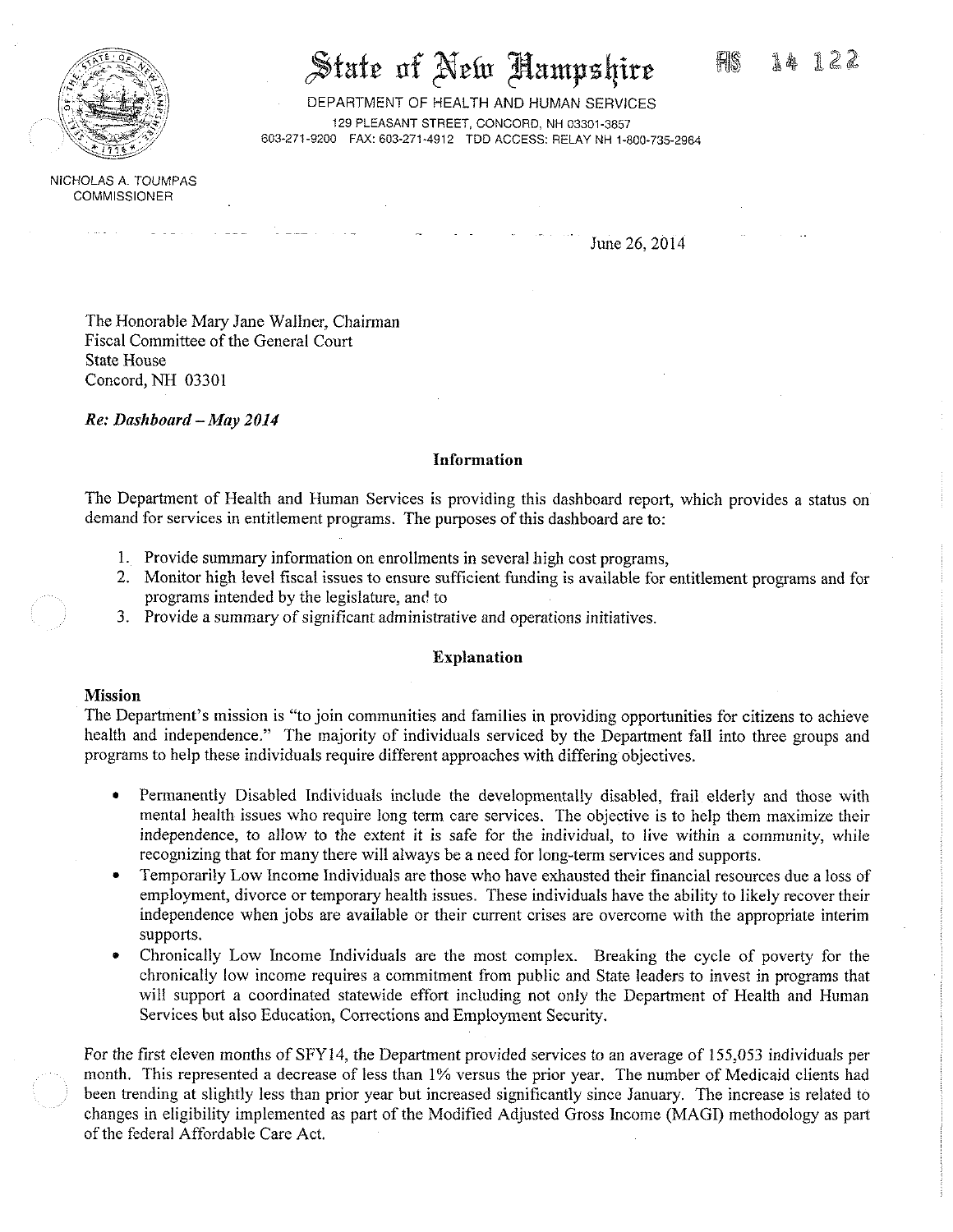# State of New Hampshire

FIS 14 122

DEPARTMENT OF HEALTH AND HUMAN SERVICES
129 PLEASANT STREET, CONCORD, NH 03301-3857
603-271-9200 FAX: 603-271-4912 TDD ACCESS: RELAY NH 1-800-735-2964

NICHOLAS A. TOUMPAS
COMMISSIONER

June 26, 2014

The Honorable Mary Jane Wallner, Chairman
Fiscal Committee of the General Court
State House
Concord, NH 03301

***Re: Dashboard – May 2014***

## Information

The Department of Health and Human Services is providing this dashboard report, which provides a status on demand for services in entitlement programs. The purposes of this dashboard are to:

1. Provide summary information on enrollments in several high cost programs,
2. Monitor high level fiscal issues to ensure sufficient funding is available for entitlement programs and for programs intended by the legislature, and to
3. Provide a summary of significant administrative and operations initiatives.

## Explanation

### Mission

The Department's mission is "to join communities and families in providing opportunities for citizens to achieve health and independence." The majority of individuals serviced by the Department fall into three groups and programs to help these individuals require different approaches with differing objectives.

- Permanently Disabled Individuals include the developmentally disabled, frail elderly and those with mental health issues who require long term care services. The objective is to help them maximize their independence, to allow to the extent it is safe for the individual, to live within a community, while recognizing that for many there will always be a need for long-term services and supports.
- Temporarily Low Income Individuals are those who have exhausted their financial resources due a loss of employment, divorce or temporary health issues. These individuals have the ability to likely recover their independence when jobs are available or their current crises are overcome with the appropriate interim supports.
- Chronically Low Income Individuals are the most complex. Breaking the cycle of poverty for the chronically low income requires a commitment from public and State leaders to invest in programs that will support a coordinated statewide effort including not only the Department of Health and Human Services but also Education, Corrections and Employment Security.

For the first eleven months of SFY14, the Department provided services to an average of 155,053 individuals per month. This represented a decrease of less than 1% versus the prior year. The number of Medicaid clients had been trending at slightly less than prior year but increased significantly since January. The increase is related to changes in eligibility implemented as part of the Modified Adjusted Gross Income (MAGI) methodology as part of the federal Affordable Care Act.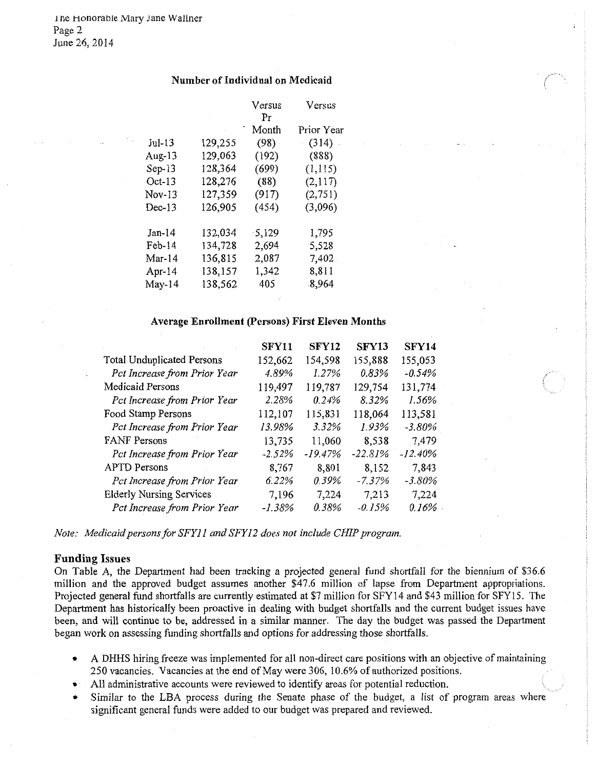**Number of Individual on Medicaid**

| | | Versus Pr Month | Versus Prior Year |
|---|---|---|---|
| Jul-13 | 129,255 | (98) | (314) |
| Aug-13 | 129,063 | (192) | (888) |
| Sep-13 | 128,364 | (699) | (1,115) |
| Oct-13 | 128,276 | (88) | (2,117) |
| Nov-13 | 127,359 | (917) | (2,751) |
| Dec-13 | 126,905 | (454) | (3,096) |
| Jan-14 | 132,034 | 5,129 | 1,795 |
| Feb-14 | 134,728 | 2,694 | 5,528 |
| Mar-14 | 136,815 | 2,087 | 7,402 |
| Apr-14 | 138,157 | 1,342 | 8,811 |
| May-14 | 138,562 | 405 | 8,964 |

**Average Enrollment (Persons) First Eleven Months**

| | SFY11 | SFY12 | SFY13 | SFY14 |
|---|---|---|---|---|
| Total Unduplicated Persons | 152,662 | 154,598 | 155,888 | 155,053 |
| *Pct Increase from Prior Year* | *4.89%* | *1.27%* | *0.83%* | *-0.54%* |
| Medicaid Persons | 119,497 | 119,787 | 129,754 | 131,774 |
| *Pct Increase from Prior Year* | *2.28%* | *0.24%* | *8.32%* | *1.56%* |
| Food Stamp Persons | 112,107 | 115,831 | 118,064 | 113,581 |
| *Pct Increase from Prior Year* | *13.98%* | *3.32%* | *1.93%* | *-3.80%* |
| FANF Persons | 13,735 | 11,060 | 8,538 | 7,479 |
| *Pct Increase from Prior Year* | *-2.52%* | *-19.47%* | *-22.81%* | *-12.40%* |
| APTD Persons | 8,767 | 8,801 | 8,152 | 7,843 |
| *Pct Increase from Prior Year* | *6.22%* | *0.39%* | *-7.37%* | *-3.80%* |
| Elderly Nursing Services | 7,196 | 7,224 | 7,213 | 7,224 |
| *Pct Increase from Prior Year* | *-1.38%* | *0.38%* | *-0.15%* | *0.16%* |

*Note: Medicaid persons for SFY11 and SFY12 does not include CHIP program.*

## Funding Issues

On Table A, the Department had been tracking a projected general fund shortfall for the biennium of $36.6 million and the approved budget assumes another $47.6 million of lapse from Department appropriations. Projected general fund shortfalls are currently estimated at $7 million for SFY14 and $43 million for SFY15. The Department has historically been proactive in dealing with budget shortfalls and the current budget issues have been, and will continue to be, addressed in a similar manner. The day the budget was passed the Department began work on assessing funding shortfalls and options for addressing those shortfalls.

- A DHHS hiring freeze was implemented for all non-direct care positions with an objective of maintaining 250 vacancies. Vacancies at the end of May were 306, 10.6% of authorized positions.
- All administrative accounts were reviewed to identify areas for potential reduction.
- Similar to the LBA process during the Senate phase of the budget, a list of program areas where significant general funds were added to our budget was prepared and reviewed.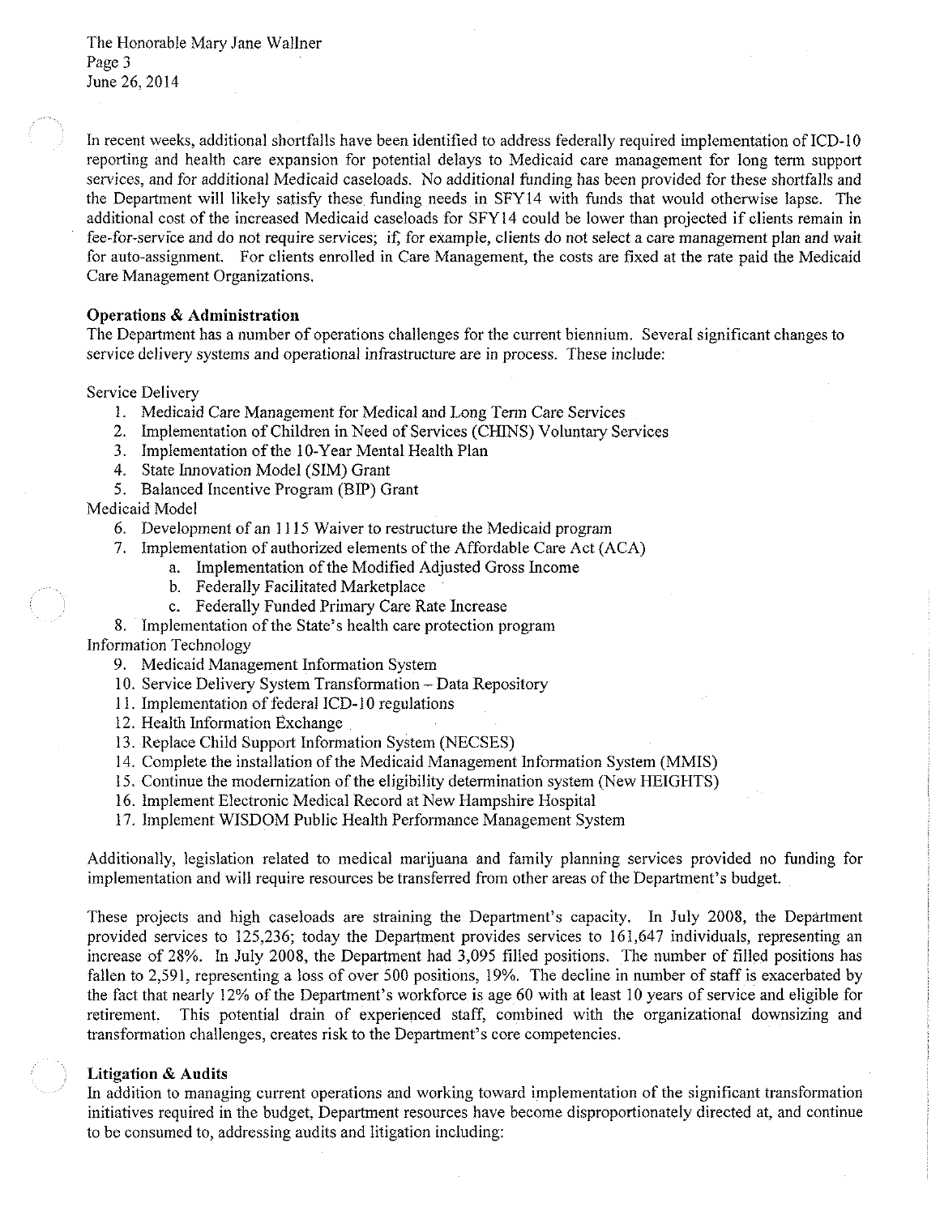In recent weeks, additional shortfalls have been identified to address federally required implementation of ICD-10 reporting and health care expansion for potential delays to Medicaid care management for long term support services, and for additional Medicaid caseloads. No additional funding has been provided for these shortfalls and the Department will likely satisfy these funding needs in SFY14 with funds that would otherwise lapse. The additional cost of the increased Medicaid caseloads for SFY14 could be lower than projected if clients remain in fee-for-service and do not require services; if, for example, clients do not select a care management plan and wait for auto-assignment. For clients enrolled in Care Management, the costs are fixed at the rate paid the Medicaid Care Management Organizations.

**Operations & Administration**

The Department has a number of operations challenges for the current biennium. Several significant changes to service delivery systems and operational infrastructure are in process. These include:

Service Delivery

1. Medicaid Care Management for Medical and Long Term Care Services
2. Implementation of Children in Need of Services (CHINS) Voluntary Services
3. Implementation of the 10-Year Mental Health Plan
4. State Innovation Model (SIM) Grant
5. Balanced Incentive Program (BIP) Grant

Medicaid Model

6. Development of an 1115 Waiver to restructure the Medicaid program
7. Implementation of authorized elements of the Affordable Care Act (ACA)
   a. Implementation of the Modified Adjusted Gross Income
   b. Federally Facilitated Marketplace
   c. Federally Funded Primary Care Rate Increase
8. Implementation of the State's health care protection program

Information Technology

9. Medicaid Management Information System
10. Service Delivery System Transformation – Data Repository
11. Implementation of federal ICD-10 regulations
12. Health Information Exchange
13. Replace Child Support Information System (NECSES)
14. Complete the installation of the Medicaid Management Information System (MMIS)
15. Continue the modernization of the eligibility determination system (New HEIGHTS)
16. Implement Electronic Medical Record at New Hampshire Hospital
17. Implement WISDOM Public Health Performance Management System

Additionally, legislation related to medical marijuana and family planning services provided no funding for implementation and will require resources be transferred from other areas of the Department's budget.

These projects and high caseloads are straining the Department's capacity. In July 2008, the Department provided services to 125,236; today the Department provides services to 161,647 individuals, representing an increase of 28%. In July 2008, the Department had 3,095 filled positions. The number of filled positions has fallen to 2,591, representing a loss of over 500 positions, 19%. The decline in number of staff is exacerbated by the fact that nearly 12% of the Department's workforce is age 60 with at least 10 years of service and eligible for retirement. This potential drain of experienced staff, combined with the organizational downsizing and transformation challenges, creates risk to the Department's core competencies.

**Litigation & Audits**

In addition to managing current operations and working toward implementation of the significant transformation initiatives required in the budget, Department resources have become disproportionately directed at, and continue to be consumed to, addressing audits and litigation including: